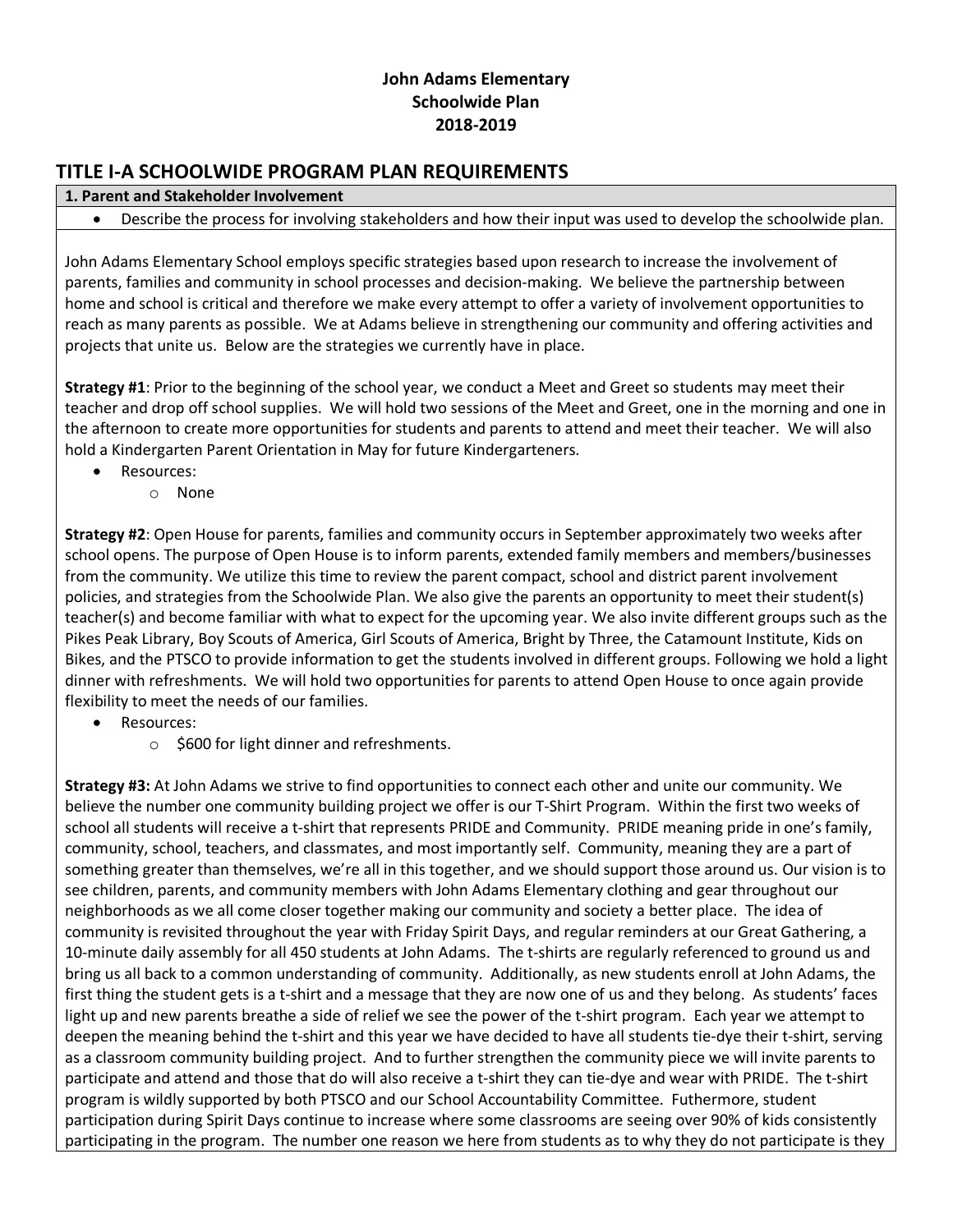**John Adams Elementary**
**Schoolwide Plan**
**2018-2019**

## TITLE I-A SCHOOLWIDE PROGRAM PLAN REQUIREMENTS

**1. Parent and Stakeholder Involvement**

- Describe the process for involving stakeholders and how their input was used to develop the schoolwide plan.

John Adams Elementary School employs specific strategies based upon research to increase the involvement of parents, families and community in school processes and decision-making. We believe the partnership between home and school is critical and therefore we make every attempt to offer a variety of involvement opportunities to reach as many parents as possible. We at Adams believe in strengthening our community and offering activities and projects that unite us. Below are the strategies we currently have in place.

**Strategy #1**: Prior to the beginning of the school year, we conduct a Meet and Greet so students may meet their teacher and drop off school supplies. We will hold two sessions of the Meet and Greet, one in the morning and one in the afternoon to create more opportunities for students and parents to attend and meet their teacher. We will also hold a Kindergarten Parent Orientation in May for future Kindergarteners.

- Resources:
  - None

**Strategy #2**: Open House for parents, families and community occurs in September approximately two weeks after school opens. The purpose of Open House is to inform parents, extended family members and members/businesses from the community. We utilize this time to review the parent compact, school and district parent involvement policies, and strategies from the Schoolwide Plan. We also give the parents an opportunity to meet their student(s) teacher(s) and become familiar with what to expect for the upcoming year. We also invite different groups such as the Pikes Peak Library, Boy Scouts of America, Girl Scouts of America, Bright by Three, the Catamount Institute, Kids on Bikes, and the PTSCO to provide information to get the students involved in different groups. Following we hold a light dinner with refreshments. We will hold two opportunities for parents to attend Open House to once again provide flexibility to meet the needs of our families.

- Resources:
  - $600 for light dinner and refreshments.

**Strategy #3:** At John Adams we strive to find opportunities to connect each other and unite our community. We believe the number one community building project we offer is our T-Shirt Program. Within the first two weeks of school all students will receive a t-shirt that represents PRIDE and Community. PRIDE meaning pride in one's family, community, school, teachers, and classmates, and most importantly self. Community, meaning they are a part of something greater than themselves, we're all in this together, and we should support those around us. Our vision is to see children, parents, and community members with John Adams Elementary clothing and gear throughout our neighborhoods as we all come closer together making our community and society a better place. The idea of community is revisited throughout the year with Friday Spirit Days, and regular reminders at our Great Gathering, a 10-minute daily assembly for all 450 students at John Adams. The t-shirts are regularly referenced to ground us and bring us all back to a common understanding of community. Additionally, as new students enroll at John Adams, the first thing the student gets is a t-shirt and a message that they are now one of us and they belong. As students' faces light up and new parents breathe a side of relief we see the power of the t-shirt program. Each year we attempt to deepen the meaning behind the t-shirt and this year we have decided to have all students tie-dye their t-shirt, serving as a classroom community building project. And to further strengthen the community piece we will invite parents to participate and attend and those that do will also receive a t-shirt they can tie-dye and wear with PRIDE. The t-shirt program is wildly supported by both PTSCO and our School Accountability Committee. Futhermore, student participation during Spirit Days continue to increase where some classrooms are seeing over 90% of kids consistently participating in the program. The number one reason we here from students as to why they do not participate is they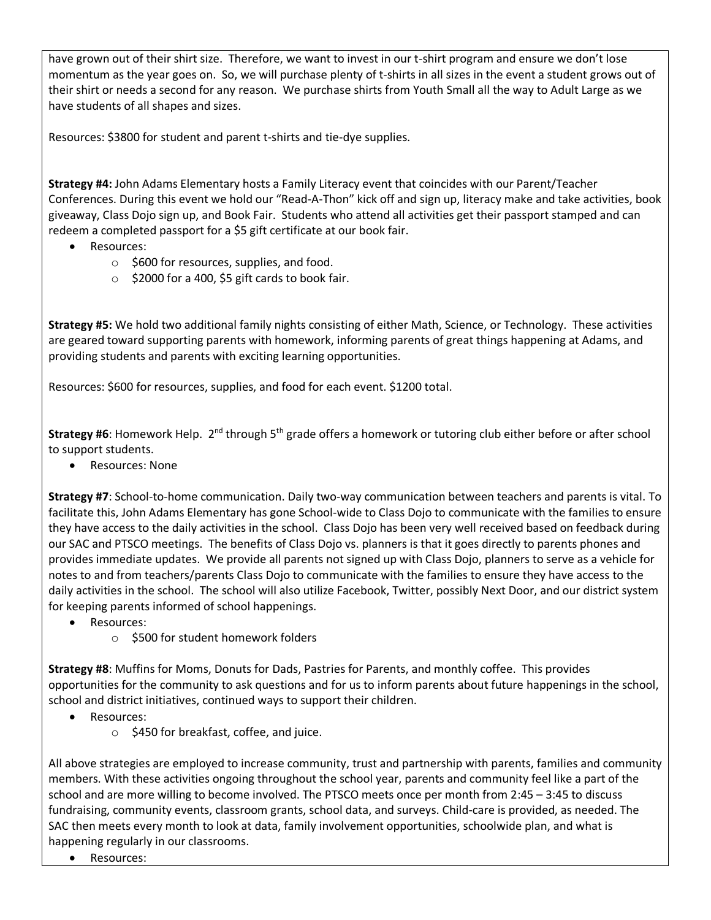have grown out of their shirt size. Therefore, we want to invest in our t-shirt program and ensure we don't lose momentum as the year goes on. So, we will purchase plenty of t-shirts in all sizes in the event a student grows out of their shirt or needs a second for any reason. We purchase shirts from Youth Small all the way to Adult Large as we have students of all shapes and sizes.

Resources: $3800 for student and parent t-shirts and tie-dye supplies.

**Strategy #4:** John Adams Elementary hosts a Family Literacy event that coincides with our Parent/Teacher Conferences. During this event we hold our "Read-A-Thon" kick off and sign up, literacy make and take activities, book giveaway, Class Dojo sign up, and Book Fair. Students who attend all activities get their passport stamped and can redeem a completed passport for a $5 gift certificate at our book fair.

- Resources:
  - $600 for resources, supplies, and food.
  - $2000 for a 400, $5 gift cards to book fair.

**Strategy #5:** We hold two additional family nights consisting of either Math, Science, or Technology. These activities are geared toward supporting parents with homework, informing parents of great things happening at Adams, and providing students and parents with exciting learning opportunities.

Resources: $600 for resources, supplies, and food for each event. $1200 total.

**Strategy #6**: Homework Help. 2nd through 5th grade offers a homework or tutoring club either before or after school to support students.

- Resources: None

**Strategy #7**: School-to-home communication. Daily two-way communication between teachers and parents is vital. To facilitate this, John Adams Elementary has gone School-wide to Class Dojo to communicate with the families to ensure they have access to the daily activities in the school. Class Dojo has been very well received based on feedback during our SAC and PTSCO meetings. The benefits of Class Dojo vs. planners is that it goes directly to parents phones and provides immediate updates. We provide all parents not signed up with Class Dojo, planners to serve as a vehicle for notes to and from teachers/parents Class Dojo to communicate with the families to ensure they have access to the daily activities in the school. The school will also utilize Facebook, Twitter, possibly Next Door, and our district system for keeping parents informed of school happenings.

- Resources:
  - $500 for student homework folders

**Strategy #8**: Muffins for Moms, Donuts for Dads, Pastries for Parents, and monthly coffee. This provides opportunities for the community to ask questions and for us to inform parents about future happenings in the school, school and district initiatives, continued ways to support their children.

- Resources:
  - $450 for breakfast, coffee, and juice.

All above strategies are employed to increase community, trust and partnership with parents, families and community members. With these activities ongoing throughout the school year, parents and community feel like a part of the school and are more willing to become involved. The PTSCO meets once per month from 2:45 – 3:45 to discuss fundraising, community events, classroom grants, school data, and surveys. Child-care is provided, as needed. The SAC then meets every month to look at data, family involvement opportunities, schoolwide plan, and what is happening regularly in our classrooms.

- Resources: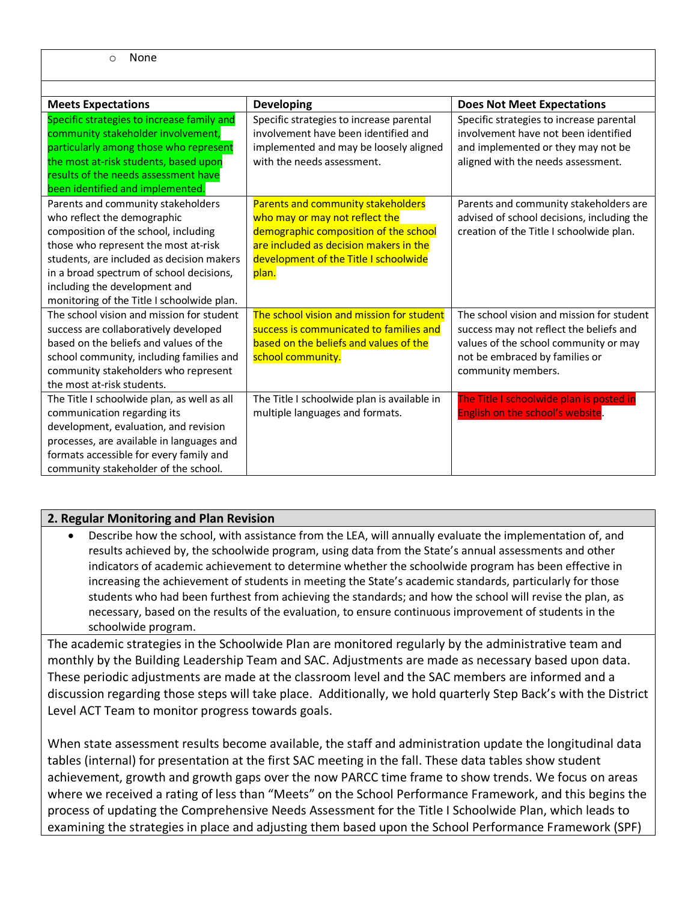- None

| Meets Expectations | Developing | Does Not Meet Expectations |
|---|---|---|
| Specific strategies to increase family and community stakeholder involvement, particularly among those who represent the most at-risk students, based upon results of the needs assessment have been identified and implemented. | Specific strategies to increase parental involvement have been identified and implemented and may be loosely aligned with the needs assessment. | Specific strategies to increase parental involvement have not been identified and implemented or they may not be aligned with the needs assessment. |
| Parents and community stakeholders who reflect the demographic composition of the school, including those who represent the most at-risk students, are included as decision makers in a broad spectrum of school decisions, including the development and monitoring of the Title I schoolwide plan. | Parents and community stakeholders who may or may not reflect the demographic composition of the school are included as decision makers in the development of the Title I schoolwide plan. | Parents and community stakeholders are advised of school decisions, including the creation of the Title I schoolwide plan. |
| The school vision and mission for student success are collaboratively developed based on the beliefs and values of the school community, including families and community stakeholders who represent the most at-risk students. | The school vision and mission for student success is communicated to families and based on the beliefs and values of the school community. | The school vision and mission for student success may not reflect the beliefs and values of the school community or may not be embraced by families or community members. |
| The Title I schoolwide plan, as well as all communication regarding its development, evaluation, and revision processes, are available in languages and formats accessible for every family and community stakeholder of the school. | The Title I schoolwide plan is available in multiple languages and formats. | The Title I schoolwide plan is posted in English on the school's website. |

## 2. Regular Monitoring and Plan Revision

- Describe how the school, with assistance from the LEA, will annually evaluate the implementation of, and results achieved by, the schoolwide program, using data from the State's annual assessments and other indicators of academic achievement to determine whether the schoolwide program has been effective in increasing the achievement of students in meeting the State's academic standards, particularly for those students who had been furthest from achieving the standards; and how the school will revise the plan, as necessary, based on the results of the evaluation, to ensure continuous improvement of students in the schoolwide program.

The academic strategies in the Schoolwide Plan are monitored regularly by the administrative team and monthly by the Building Leadership Team and SAC. Adjustments are made as necessary based upon data. These periodic adjustments are made at the classroom level and the SAC members are informed and a discussion regarding those steps will take place. Additionally, we hold quarterly Step Back's with the District Level ACT Team to monitor progress towards goals.

When state assessment results become available, the staff and administration update the longitudinal data tables (internal) for presentation at the first SAC meeting in the fall. These data tables show student achievement, growth and growth gaps over the now PARCC time frame to show trends. We focus on areas where we received a rating of less than "Meets" on the School Performance Framework, and this begins the process of updating the Comprehensive Needs Assessment for the Title I Schoolwide Plan, which leads to examining the strategies in place and adjusting them based upon the School Performance Framework (SPF)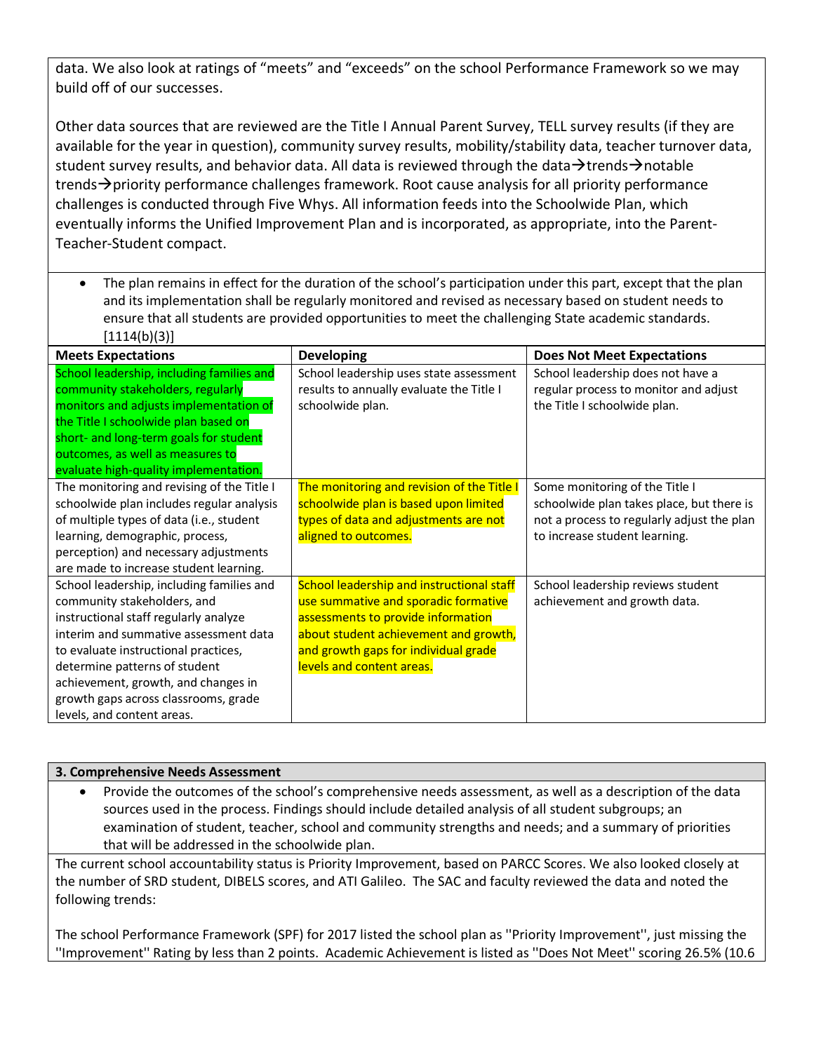data. We also look at ratings of "meets" and "exceeds" on the school Performance Framework so we may build off of our successes.

Other data sources that are reviewed are the Title I Annual Parent Survey, TELL survey results (if they are available for the year in question), community survey results, mobility/stability data, teacher turnover data, student survey results, and behavior data. All data is reviewed through the data→trends→notable trends→priority performance challenges framework. Root cause analysis for all priority performance challenges is conducted through Five Whys. All information feeds into the Schoolwide Plan, which eventually informs the Unified Improvement Plan and is incorporated, as appropriate, into the Parent-Teacher-Student compact.

- The plan remains in effect for the duration of the school's participation under this part, except that the plan and its implementation shall be regularly monitored and revised as necessary based on student needs to ensure that all students are provided opportunities to meet the challenging State academic standards. [1114(b)(3)]

| Meets Expectations | Developing | Does Not Meet Expectations |
|---|---|---|
| School leadership, including families and community stakeholders, regularly monitors and adjusts implementation of the Title I schoolwide plan based on short- and long-term goals for student outcomes, as well as measures to evaluate high-quality implementation. | School leadership uses state assessment results to annually evaluate the Title I schoolwide plan. | School leadership does not have a regular process to monitor and adjust the Title I schoolwide plan. |
| The monitoring and revising of the Title I schoolwide plan includes regular analysis of multiple types of data (i.e., student learning, demographic, process, perception) and necessary adjustments are made to increase student learning. | The monitoring and revision of the Title I schoolwide plan is based upon limited types of data and adjustments are not aligned to outcomes. | Some monitoring of the Title I schoolwide plan takes place, but there is not a process to regularly adjust the plan to increase student learning. |
| School leadership, including families and community stakeholders, and instructional staff regularly analyze interim and summative assessment data to evaluate instructional practices, determine patterns of student achievement, growth, and changes in growth gaps across classrooms, grade levels, and content areas. | School leadership and instructional staff use summative and sporadic formative assessments to provide information about student achievement and growth, and growth gaps for individual grade levels and content areas. | School leadership reviews student achievement and growth data. |

**3. Comprehensive Needs Assessment**

- Provide the outcomes of the school's comprehensive needs assessment, as well as a description of the data sources used in the process. Findings should include detailed analysis of all student subgroups; an examination of student, teacher, school and community strengths and needs; and a summary of priorities that will be addressed in the schoolwide plan.

The current school accountability status is Priority Improvement, based on PARCC Scores. We also looked closely at the number of SRD student, DIBELS scores, and ATI Galileo. The SAC and faculty reviewed the data and noted the following trends:

The school Performance Framework (SPF) for 2017 listed the school plan as ''Priority Improvement'', just missing the ''Improvement'' Rating by less than 2 points. Academic Achievement is listed as ''Does Not Meet'' scoring 26.5% (10.6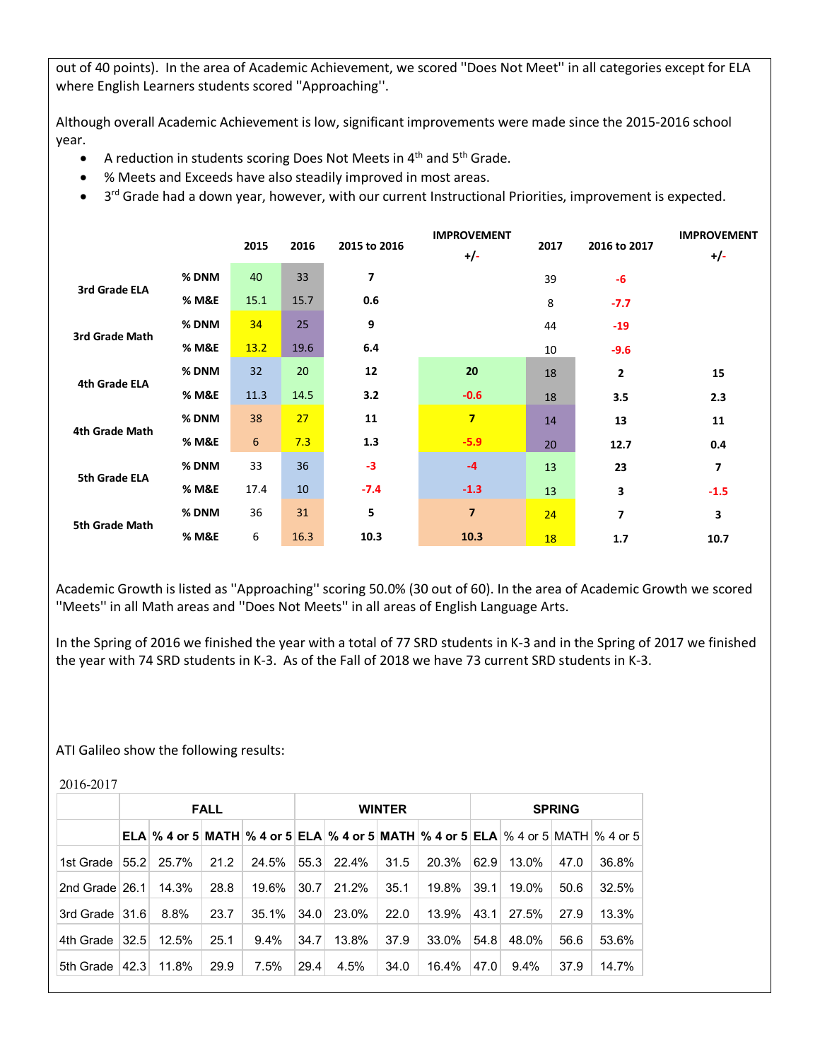out of 40 points). In the area of Academic Achievement, we scored "Does Not Meet" in all categories except for ELA where English Learners students scored "Approaching".

Although overall Academic Achievement is low, significant improvements were made since the 2015-2016 school year.

- A reduction in students scoring Does Not Meets in 4th and 5th Grade.
- % Meets and Exceeds have also steadily improved in most areas.
- 3rd Grade had a down year, however, with our current Instructional Priorities, improvement is expected.

| | | 2015 | 2016 | 2015 to 2016 | IMPROVEMENT +/- | 2017 | 2016 to 2017 | IMPROVEMENT +/- |
|---|---|---|---|---|---|---|---|---|
| 3rd Grade ELA | % DNM | 40 | 33 | 7 | | 39 | -6 | |
| | % M&E | 15.1 | 15.7 | 0.6 | | 8 | -7.7 | |
| 3rd Grade Math | % DNM | 34 | 25 | 9 | | 44 | -19 | |
| | % M&E | 13.2 | 19.6 | 6.4 | | 10 | -9.6 | |
| 4th Grade ELA | % DNM | 32 | 20 | 12 | 20 | 18 | 2 | 15 |
| | % M&E | 11.3 | 14.5 | 3.2 | -0.6 | 18 | 3.5 | 2.3 |
| 4th Grade Math | % DNM | 38 | 27 | 11 | 7 | 14 | 13 | 11 |
| | % M&E | 6 | 7.3 | 1.3 | -5.9 | 20 | 12.7 | 0.4 |
| 5th Grade ELA | % DNM | 33 | 36 | -3 | -4 | 13 | 23 | 7 |
| | % M&E | 17.4 | 10 | -7.4 | -1.3 | 13 | 3 | -1.5 |
| 5th Grade Math | % DNM | 36 | 31 | 5 | 7 | 24 | 7 | 3 |
| | % M&E | 6 | 16.3 | 10.3 | 10.3 | 18 | 1.7 | 10.7 |

Academic Growth is listed as "Approaching" scoring 50.0% (30 out of 60). In the area of Academic Growth we scored "Meets" in all Math areas and "Does Not Meets" in all areas of English Language Arts.

In the Spring of 2016 we finished the year with a total of 77 SRD students in K-3 and in the Spring of 2017 we finished the year with 74 SRD students in K-3. As of the Fall of 2018 we have 73 current SRD students in K-3.

ATI Galileo show the following results:

2016-2017

| | FALL | | | | WINTER | | | | SPRING | | | |
|---|---|---|---|---|---|---|---|---|---|---|---|---|
| | ELA | % 4 or 5 | MATH | % 4 or 5 | ELA | % 4 or 5 | MATH | % 4 or 5 | ELA | % 4 or 5 | MATH | % 4 or 5 |
| 1st Grade | 55.2 | 25.7% | 21.2 | 24.5% | 55.3 | 22.4% | 31.5 | 20.3% | 62.9 | 13.0% | 47.0 | 36.8% |
| 2nd Grade | 26.1 | 14.3% | 28.8 | 19.6% | 30.7 | 21.2% | 35.1 | 19.8% | 39.1 | 19.0% | 50.6 | 32.5% |
| 3rd Grade | 31.6 | 8.8% | 23.7 | 35.1% | 34.0 | 23.0% | 22.0 | 13.9% | 43.1 | 27.5% | 27.9 | 13.3% |
| 4th Grade | 32.5 | 12.5% | 25.1 | 9.4% | 34.7 | 13.8% | 37.9 | 33.0% | 54.8 | 48.0% | 56.6 | 53.6% |
| 5th Grade | 42.3 | 11.8% | 29.9 | 7.5% | 29.4 | 4.5% | 34.0 | 16.4% | 47.0 | 9.4% | 37.9 | 14.7% |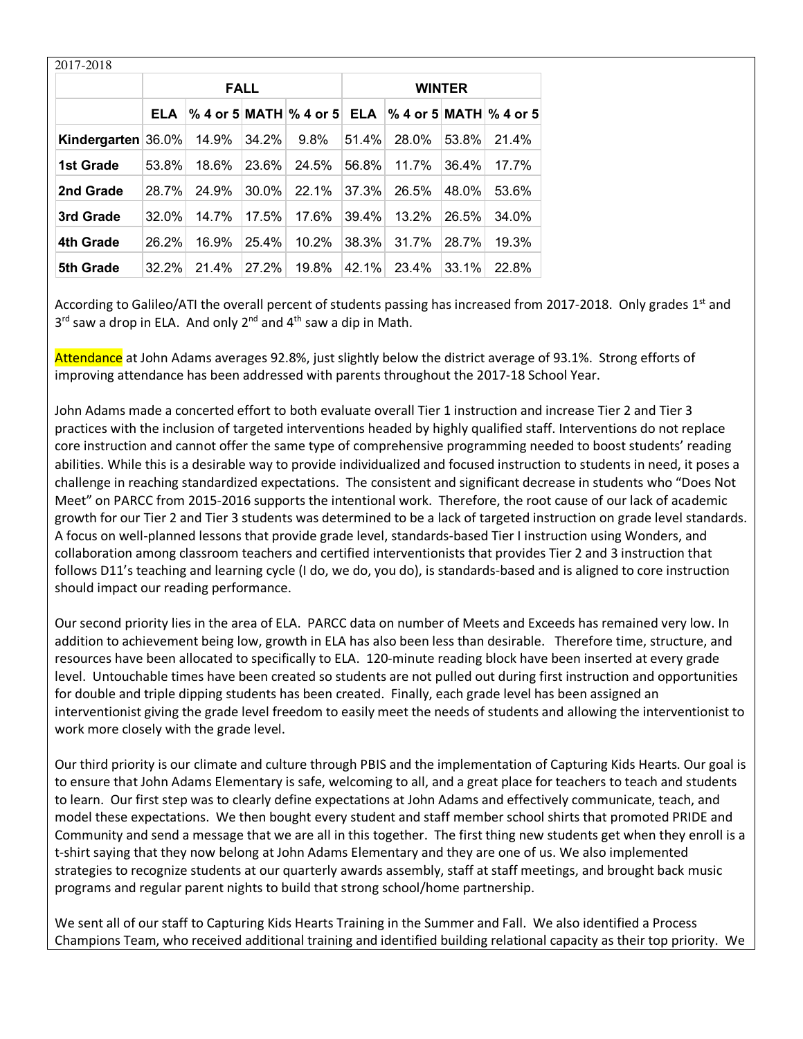2017-2018

| | FALL | | | | WINTER | | | |
|---|---|---|---|---|---|---|---|---|
| | ELA | % 4 or 5 | MATH | % 4 or 5 | ELA | % 4 or 5 | MATH | % 4 or 5 |
| Kindergarten | 36.0% | 14.9% | 34.2% | 9.8% | 51.4% | 28.0% | 53.8% | 21.4% |
| 1st Grade | 53.8% | 18.6% | 23.6% | 24.5% | 56.8% | 11.7% | 36.4% | 17.7% |
| 2nd Grade | 28.7% | 24.9% | 30.0% | 22.1% | 37.3% | 26.5% | 48.0% | 53.6% |
| 3rd Grade | 32.0% | 14.7% | 17.5% | 17.6% | 39.4% | 13.2% | 26.5% | 34.0% |
| 4th Grade | 26.2% | 16.9% | 25.4% | 10.2% | 38.3% | 31.7% | 28.7% | 19.3% |
| 5th Grade | 32.2% | 21.4% | 27.2% | 19.8% | 42.1% | 23.4% | 33.1% | 22.8% |

According to Galileo/ATI the overall percent of students passing has increased from 2017-2018. Only grades 1st and 3rd saw a drop in ELA. And only 2nd and 4th saw a dip in Math.

Attendance at John Adams averages 92.8%, just slightly below the district average of 93.1%. Strong efforts of improving attendance has been addressed with parents throughout the 2017-18 School Year.

John Adams made a concerted effort to both evaluate overall Tier 1 instruction and increase Tier 2 and Tier 3 practices with the inclusion of targeted interventions headed by highly qualified staff. Interventions do not replace core instruction and cannot offer the same type of comprehensive programming needed to boost students' reading abilities. While this is a desirable way to provide individualized and focused instruction to students in need, it poses a challenge in reaching standardized expectations. The consistent and significant decrease in students who "Does Not Meet" on PARCC from 2015-2016 supports the intentional work. Therefore, the root cause of our lack of academic growth for our Tier 2 and Tier 3 students was determined to be a lack of targeted instruction on grade level standards. A focus on well-planned lessons that provide grade level, standards-based Tier I instruction using Wonders, and collaboration among classroom teachers and certified interventionists that provides Tier 2 and 3 instruction that follows D11's teaching and learning cycle (I do, we do, you do), is standards-based and is aligned to core instruction should impact our reading performance.

Our second priority lies in the area of ELA. PARCC data on number of Meets and Exceeds has remained very low. In addition to achievement being low, growth in ELA has also been less than desirable. Therefore time, structure, and resources have been allocated to specifically to ELA. 120-minute reading block have been inserted at every grade level. Untouchable times have been created so students are not pulled out during first instruction and opportunities for double and triple dipping students has been created. Finally, each grade level has been assigned an interventionist giving the grade level freedom to easily meet the needs of students and allowing the interventionist to work more closely with the grade level.

Our third priority is our climate and culture through PBIS and the implementation of Capturing Kids Hearts. Our goal is to ensure that John Adams Elementary is safe, welcoming to all, and a great place for teachers to teach and students to learn. Our first step was to clearly define expectations at John Adams and effectively communicate, teach, and model these expectations. We then bought every student and staff member school shirts that promoted PRIDE and Community and send a message that we are all in this together. The first thing new students get when they enroll is a t-shirt saying that they now belong at John Adams Elementary and they are one of us. We also implemented strategies to recognize students at our quarterly awards assembly, staff at staff meetings, and brought back music programs and regular parent nights to build that strong school/home partnership.

We sent all of our staff to Capturing Kids Hearts Training in the Summer and Fall. We also identified a Process Champions Team, who received additional training and identified building relational capacity as their top priority. We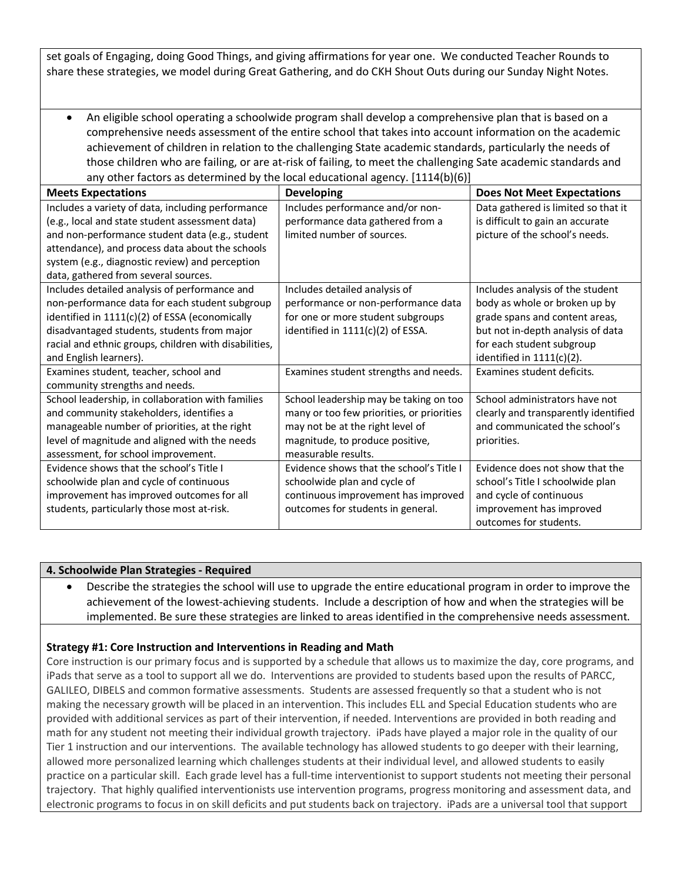set goals of Engaging, doing Good Things, and giving affirmations for year one. We conducted Teacher Rounds to share these strategies, we model during Great Gathering, and do CKH Shout Outs during our Sunday Night Notes.

- An eligible school operating a schoolwide program shall develop a comprehensive plan that is based on a comprehensive needs assessment of the entire school that takes into account information on the academic achievement of children in relation to the challenging State academic standards, particularly the needs of those children who are failing, or are at-risk of failing, to meet the challenging Sate academic standards and any other factors as determined by the local educational agency. [1114(b)(6)]

| Meets Expectations | Developing | Does Not Meet Expectations |
|---|---|---|
| Includes a variety of data, including performance (e.g., local and state student assessment data) and non-performance student data (e.g., student attendance), and process data about the schools system (e.g., diagnostic review) and perception data, gathered from several sources. | Includes performance and/or non-performance data gathered from a limited number of sources. | Data gathered is limited so that it is difficult to gain an accurate picture of the school's needs. |
| Includes detailed analysis of performance and non-performance data for each student subgroup identified in 1111(c)(2) of ESSA (economically disadvantaged students, students from major racial and ethnic groups, children with disabilities, and English learners). | Includes detailed analysis of performance or non-performance data for one or more student subgroups identified in 1111(c)(2) of ESSA. | Includes analysis of the student body as whole or broken up by grade spans and content areas, but not in-depth analysis of data for each student subgroup identified in 1111(c)(2). |
| Examines student, teacher, school and community strengths and needs. | Examines student strengths and needs. | Examines student deficits. |
| School leadership, in collaboration with families and community stakeholders, identifies a manageable number of priorities, at the right level of magnitude and aligned with the needs assessment, for school improvement. | School leadership may be taking on too many or too few priorities, or priorities may not be at the right level of magnitude, to produce positive, measurable results. | School administrators have not clearly and transparently identified and communicated the school's priorities. |
| Evidence shows that the school's Title I schoolwide plan and cycle of continuous improvement has improved outcomes for all students, particularly those most at-risk. | Evidence shows that the school's Title I schoolwide plan and cycle of continuous improvement has improved outcomes for students in general. | Evidence does not show that the school's Title I schoolwide plan and cycle of continuous improvement has improved outcomes for students. |

**4. Schoolwide Plan Strategies - Required**

- Describe the strategies the school will use to upgrade the entire educational program in order to improve the achievement of the lowest-achieving students. Include a description of how and when the strategies will be implemented. Be sure these strategies are linked to areas identified in the comprehensive needs assessment.

**Strategy #1: Core Instruction and Interventions in Reading and Math**

Core instruction is our primary focus and is supported by a schedule that allows us to maximize the day, core programs, and iPads that serve as a tool to support all we do. Interventions are provided to students based upon the results of PARCC, GALILEO, DIBELS and common formative assessments. Students are assessed frequently so that a student who is not making the necessary growth will be placed in an intervention. This includes ELL and Special Education students who are provided with additional services as part of their intervention, if needed. Interventions are provided in both reading and math for any student not meeting their individual growth trajectory. iPads have played a major role in the quality of our Tier 1 instruction and our interventions. The available technology has allowed students to go deeper with their learning, allowed more personalized learning which challenges students at their individual level, and allowed students to easily practice on a particular skill. Each grade level has a full-time interventionist to support students not meeting their personal trajectory. That highly qualified interventionists use intervention programs, progress monitoring and assessment data, and electronic programs to focus in on skill deficits and put students back on trajectory. iPads are a universal tool that support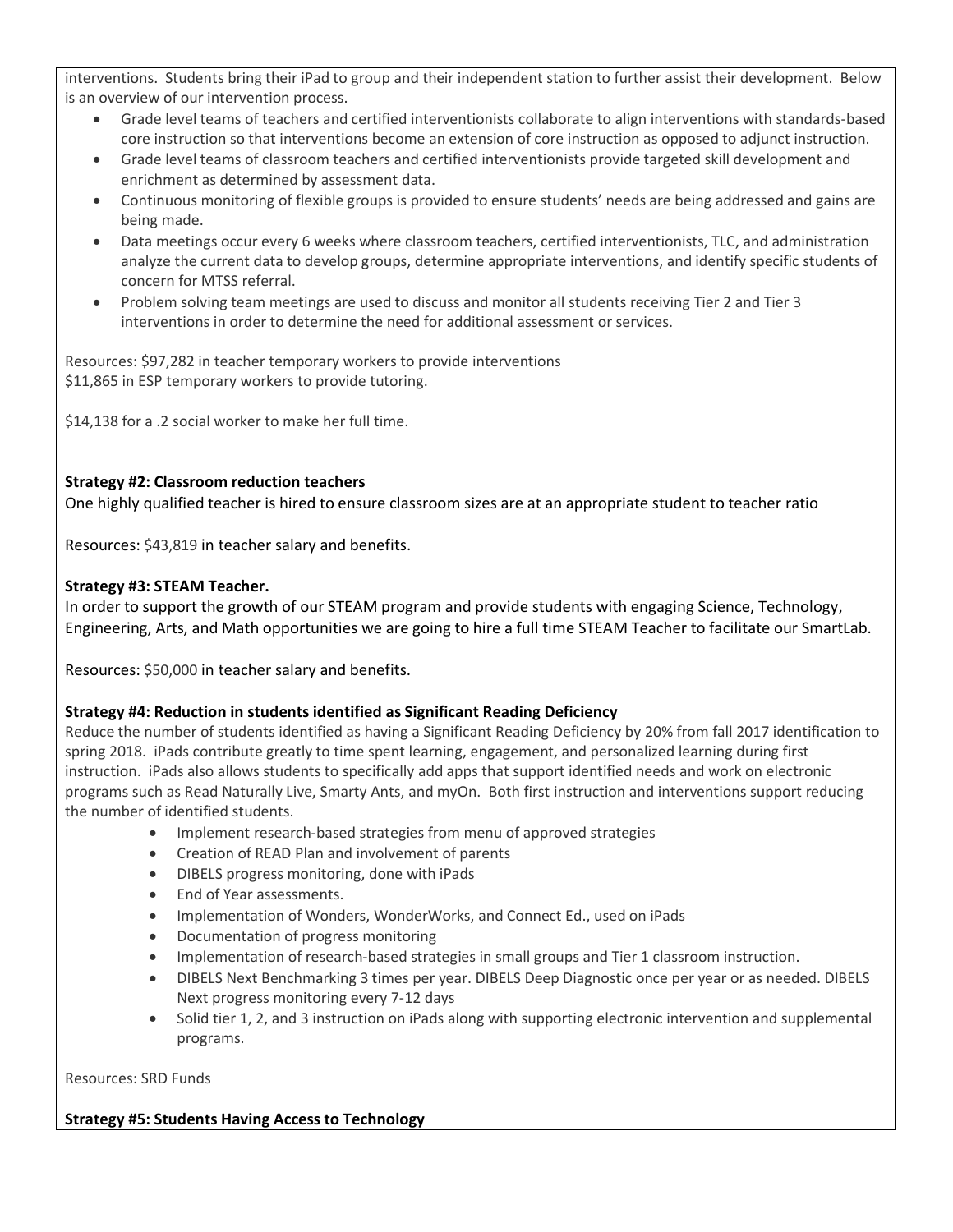interventions. Students bring their iPad to group and their independent station to further assist their development. Below is an overview of our intervention process.

- Grade level teams of teachers and certified interventionists collaborate to align interventions with standards-based core instruction so that interventions become an extension of core instruction as opposed to adjunct instruction.
- Grade level teams of classroom teachers and certified interventionists provide targeted skill development and enrichment as determined by assessment data.
- Continuous monitoring of flexible groups is provided to ensure students' needs are being addressed and gains are being made.
- Data meetings occur every 6 weeks where classroom teachers, certified interventionists, TLC, and administration analyze the current data to develop groups, determine appropriate interventions, and identify specific students of concern for MTSS referral.
- Problem solving team meetings are used to discuss and monitor all students receiving Tier 2 and Tier 3 interventions in order to determine the need for additional assessment or services.

Resources: $97,282 in teacher temporary workers to provide interventions
$11,865 in ESP temporary workers to provide tutoring.

$14,138 for a .2 social worker to make her full time.

**Strategy #2: Classroom reduction teachers**

One highly qualified teacher is hired to ensure classroom sizes are at an appropriate student to teacher ratio

Resources: $43,819 in teacher salary and benefits.

**Strategy #3: STEAM Teacher.**

In order to support the growth of our STEAM program and provide students with engaging Science, Technology, Engineering, Arts, and Math opportunities we are going to hire a full time STEAM Teacher to facilitate our SmartLab.

Resources: $50,000 in teacher salary and benefits.

**Strategy #4: Reduction in students identified as Significant Reading Deficiency**

Reduce the number of students identified as having a Significant Reading Deficiency by 20% from fall 2017 identification to spring 2018. iPads contribute greatly to time spent learning, engagement, and personalized learning during first instruction. iPads also allows students to specifically add apps that support identified needs and work on electronic programs such as Read Naturally Live, Smarty Ants, and myOn. Both first instruction and interventions support reducing the number of identified students.

- Implement research-based strategies from menu of approved strategies
- Creation of READ Plan and involvement of parents
- DIBELS progress monitoring, done with iPads
- End of Year assessments.
- Implementation of Wonders, WonderWorks, and Connect Ed., used on iPads
- Documentation of progress monitoring
- Implementation of research-based strategies in small groups and Tier 1 classroom instruction.
- DIBELS Next Benchmarking 3 times per year. DIBELS Deep Diagnostic once per year or as needed. DIBELS Next progress monitoring every 7-12 days
- Solid tier 1, 2, and 3 instruction on iPads along with supporting electronic intervention and supplemental programs.

Resources: SRD Funds

**Strategy #5: Students Having Access to Technology**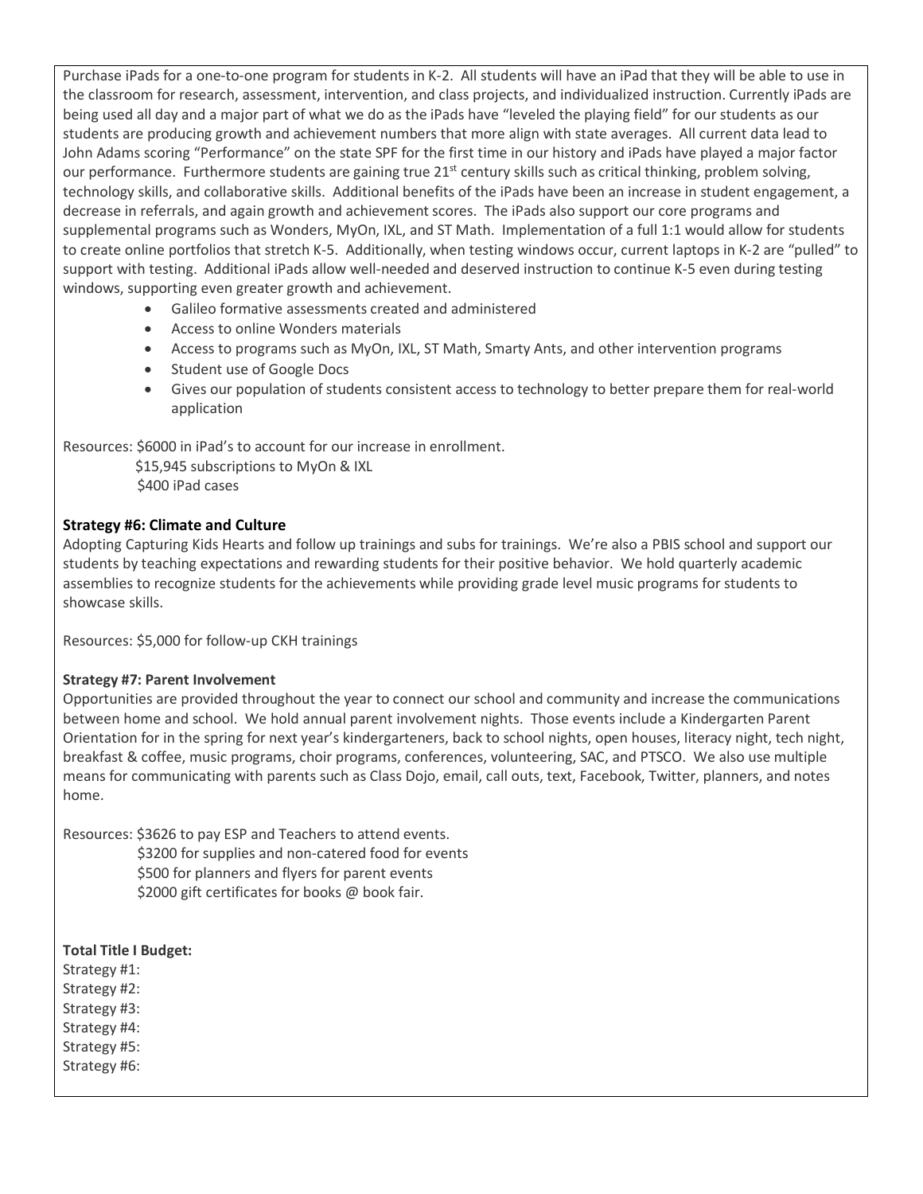Purchase iPads for a one-to-one program for students in K-2. All students will have an iPad that they will be able to use in the classroom for research, assessment, intervention, and class projects, and individualized instruction. Currently iPads are being used all day and a major part of what we do as the iPads have "leveled the playing field" for our students as our students are producing growth and achievement numbers that more align with state averages. All current data lead to John Adams scoring "Performance" on the state SPF for the first time in our history and iPads have played a major factor our performance. Furthermore students are gaining true 21st century skills such as critical thinking, problem solving, technology skills, and collaborative skills. Additional benefits of the iPads have been an increase in student engagement, a decrease in referrals, and again growth and achievement scores. The iPads also support our core programs and supplemental programs such as Wonders, MyOn, IXL, and ST Math. Implementation of a full 1:1 would allow for students to create online portfolios that stretch K-5. Additionally, when testing windows occur, current laptops in K-2 are "pulled" to support with testing. Additional iPads allow well-needed and deserved instruction to continue K-5 even during testing windows, supporting even greater growth and achievement.

- Galileo formative assessments created and administered
- Access to online Wonders materials
- Access to programs such as MyOn, IXL, ST Math, Smarty Ants, and other intervention programs
- Student use of Google Docs
- Gives our population of students consistent access to technology to better prepare them for real-world application

Resources: $6000 in iPad's to account for our increase in enrollment.
$15,945 subscriptions to MyOn & IXL
$400 iPad cases

**Strategy #6: Climate and Culture**

Adopting Capturing Kids Hearts and follow up trainings and subs for trainings. We're also a PBIS school and support our students by teaching expectations and rewarding students for their positive behavior. We hold quarterly academic assemblies to recognize students for the achievements while providing grade level music programs for students to showcase skills.

Resources: $5,000 for follow-up CKH trainings

**Strategy #7: Parent Involvement**

Opportunities are provided throughout the year to connect our school and community and increase the communications between home and school. We hold annual parent involvement nights. Those events include a Kindergarten Parent Orientation for in the spring for next year's kindergarteners, back to school nights, open houses, literacy night, tech night, breakfast & coffee, music programs, choir programs, conferences, volunteering, SAC, and PTSCO. We also use multiple means for communicating with parents such as Class Dojo, email, call outs, text, Facebook, Twitter, planners, and notes home.

Resources: $3626 to pay ESP and Teachers to attend events.
$3200 for supplies and non-catered food for events
$500 for planners and flyers for parent events
$2000 gift certificates for books @ book fair.

**Total Title I Budget:**

Strategy #1:
Strategy #2:
Strategy #3:
Strategy #4:
Strategy #5:
Strategy #6: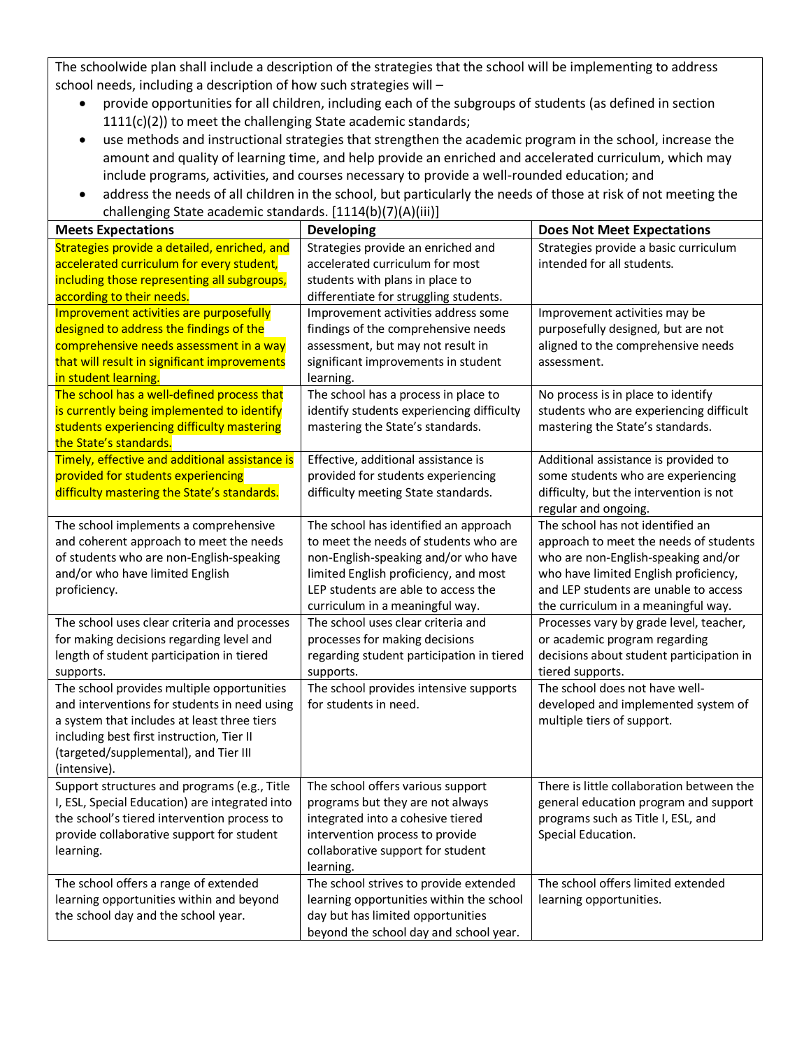The schoolwide plan shall include a description of the strategies that the school will be implementing to address school needs, including a description of how such strategies will –

- provide opportunities for all children, including each of the subgroups of students (as defined in section 1111(c)(2)) to meet the challenging State academic standards;
- use methods and instructional strategies that strengthen the academic program in the school, increase the amount and quality of learning time, and help provide an enriched and accelerated curriculum, which may include programs, activities, and courses necessary to provide a well-rounded education; and
- address the needs of all children in the school, but particularly the needs of those at risk of not meeting the challenging State academic standards. [1114(b)(7)(A)(iii)]

| **Meets Expectations** | **Developing** | **Does Not Meet Expectations** |
| --- | --- | --- |
| Strategies provide a detailed, enriched, and accelerated curriculum for every student, including those representing all subgroups, according to their needs. | Strategies provide an enriched and accelerated curriculum for most students with plans in place to differentiate for struggling students. | Strategies provide a basic curriculum intended for all students. |
| Improvement activities are purposefully designed to address the findings of the comprehensive needs assessment in a way that will result in significant improvements in student learning. | Improvement activities address some findings of the comprehensive needs assessment, but may not result in significant improvements in student learning. | Improvement activities may be purposefully designed, but are not aligned to the comprehensive needs assessment. |
| The school has a well-defined process that is currently being implemented to identify students experiencing difficulty mastering the State's standards. | The school has a process in place to identify students experiencing difficulty mastering the State's standards. | No process is in place to identify students who are experiencing difficult mastering the State's standards. |
| Timely, effective and additional assistance is provided for students experiencing difficulty mastering the State's standards. | Effective, additional assistance is provided for students experiencing difficulty meeting State standards. | Additional assistance is provided to some students who are experiencing difficulty, but the intervention is not regular and ongoing. |
| The school implements a comprehensive and coherent approach to meet the needs of students who are non-English-speaking and/or who have limited English proficiency. | The school has identified an approach to meet the needs of students who are non-English-speaking and/or who have limited English proficiency, and most LEP students are able to access the curriculum in a meaningful way. | The school has not identified an approach to meet the needs of students who are non-English-speaking and/or who have limited English proficiency, and LEP students are unable to access the curriculum in a meaningful way. |
| The school uses clear criteria and processes for making decisions regarding level and length of student participation in tiered supports. | The school uses clear criteria and processes for making decisions regarding student participation in tiered supports. | Processes vary by grade level, teacher, or academic program regarding decisions about student participation in tiered supports. |
| The school provides multiple opportunities and interventions for students in need using a system that includes at least three tiers including best first instruction, Tier II (targeted/supplemental), and Tier III (intensive). | The school provides intensive supports for students in need. | The school does not have well-developed and implemented system of multiple tiers of support. |
| Support structures and programs (e.g., Title I, ESL, Special Education) are integrated into the school's tiered intervention process to provide collaborative support for student learning. | The school offers various support programs but they are not always integrated into a cohesive tiered intervention process to provide collaborative support for student learning. | There is little collaboration between the general education program and support programs such as Title I, ESL, and Special Education. |
| The school offers a range of extended learning opportunities within and beyond the school day and the school year. | The school strives to provide extended learning opportunities within the school day but has limited opportunities beyond the school day and school year. | The school offers limited extended learning opportunities. |